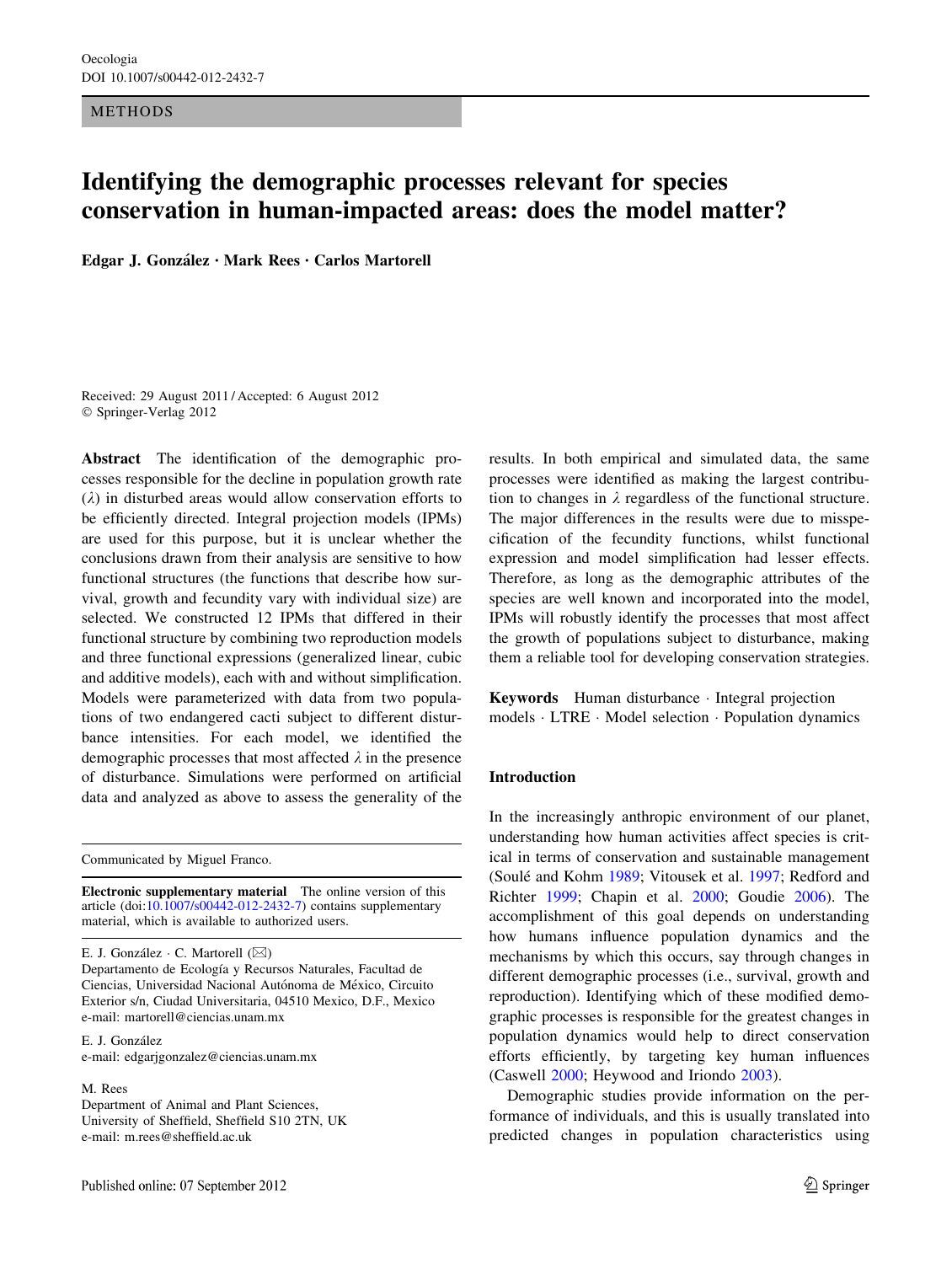METHODS

# Identifying the demographic processes relevant for species conservation in human-impacted areas: does the model matter?

**Edgar J. González · Mark Rees · Carlos Martorell**

Received: 29 August 2011 / Accepted: 6 August 2012
© Springer-Verlag 2012

**Abstract** The identification of the demographic processes responsible for the decline in population growth rate ($\lambda$) in disturbed areas would allow conservation efforts to be efficiently directed. Integral projection models (IPMs) are used for this purpose, but it is unclear whether the conclusions drawn from their analysis are sensitive to how functional structures (the functions that describe how survival, growth and fecundity vary with individual size) are selected. We constructed 12 IPMs that differed in their functional structure by combining two reproduction models and three functional expressions (generalized linear, cubic and additive models), each with and without simplification. Models were parameterized with data from two populations of two endangered cacti subject to different disturbance intensities. For each model, we identified the demographic processes that most affected $\lambda$ in the presence of disturbance. Simulations were performed on artificial data and analyzed as above to assess the generality of the results. In both empirical and simulated data, the same processes were identified as making the largest contribution to changes in $\lambda$ regardless of the functional structure. The major differences in the results were due to misspecification of the fecundity functions, whilst functional expression and model simplification had lesser effects. Therefore, as long as the demographic attributes of the species are well known and incorporated into the model, IPMs will robustly identify the processes that most affect the growth of populations subject to disturbance, making them a reliable tool for developing conservation strategies.

**Keywords** Human disturbance · Integral projection models · LTRE · Model selection · Population dynamics

Communicated by Miguel Franco.

**Electronic supplementary material** The online version of this article (doi:10.1007/s00442-012-2432-7) contains supplementary material, which is available to authorized users.

E. J. González · C. Martorell (✉)
Departamento de Ecología y Recursos Naturales, Facultad de Ciencias, Universidad Nacional Autónoma de México, Circuito Exterior s/n, Ciudad Universitaria, 04510 Mexico, D.F., Mexico
e-mail: martorell@ciencias.unam.mx

E. J. González
e-mail: edgarjgonzalez@ciencias.unam.mx

M. Rees
Department of Animal and Plant Sciences, University of Sheffield, Sheffield S10 2TN, UK
e-mail: m.rees@sheffield.ac.uk

## Introduction

In the increasingly anthropic environment of our planet, understanding how human activities affect species is critical in terms of conservation and sustainable management (Soulé and Kohm 1989; Vitousek et al. 1997; Redford and Richter 1999; Chapin et al. 2000; Goudie 2006). The accomplishment of this goal depends on understanding how humans influence population dynamics and the mechanisms by which this occurs, say through changes in different demographic processes (i.e., survival, growth and reproduction). Identifying which of these modified demographic processes is responsible for the greatest changes in population dynamics would help to direct conservation efforts efficiently, by targeting key human influences (Caswell 2000; Heywood and Iriondo 2003).

Demographic studies provide information on the performance of individuals, and this is usually translated into predicted changes in population characteristics using

Published online: 07 September 2012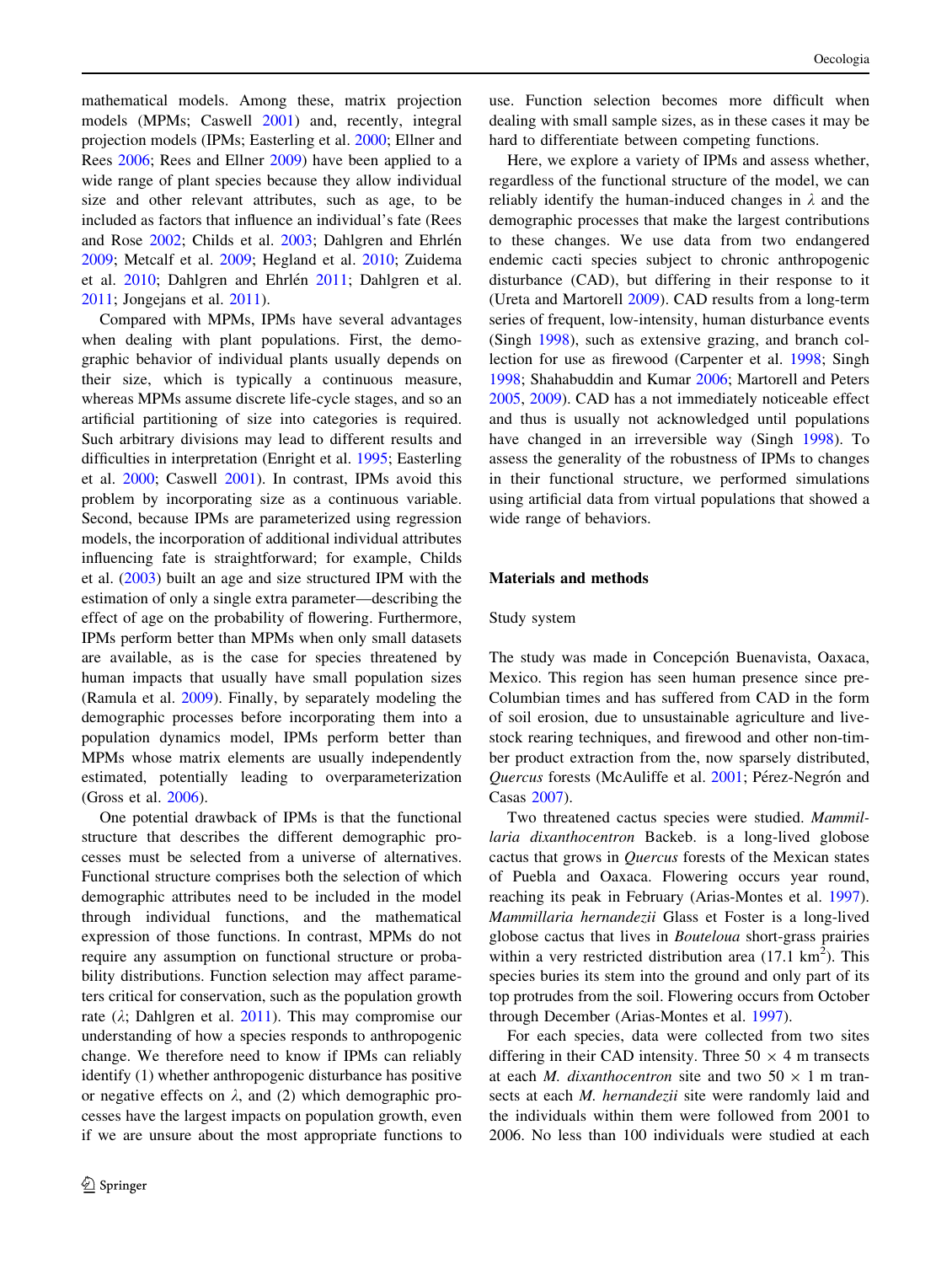mathematical models. Among these, matrix projection models (MPMs; Caswell 2001) and, recently, integral projection models (IPMs; Easterling et al. 2000; Ellner and Rees 2006; Rees and Ellner 2009) have been applied to a wide range of plant species because they allow individual size and other relevant attributes, such as age, to be included as factors that influence an individual's fate (Rees and Rose 2002; Childs et al. 2003; Dahlgren and Ehrlén 2009; Metcalf et al. 2009; Hegland et al. 2010; Zuidema et al. 2010; Dahlgren and Ehrlén 2011; Dahlgren et al. 2011; Jongejans et al. 2011).

Compared with MPMs, IPMs have several advantages when dealing with plant populations. First, the demographic behavior of individual plants usually depends on their size, which is typically a continuous measure, whereas MPMs assume discrete life-cycle stages, and so an artificial partitioning of size into categories is required. Such arbitrary divisions may lead to different results and difficulties in interpretation (Enright et al. 1995; Easterling et al. 2000; Caswell 2001). In contrast, IPMs avoid this problem by incorporating size as a continuous variable. Second, because IPMs are parameterized using regression models, the incorporation of additional individual attributes influencing fate is straightforward; for example, Childs et al. (2003) built an age and size structured IPM with the estimation of only a single extra parameter—describing the effect of age on the probability of flowering. Furthermore, IPMs perform better than MPMs when only small datasets are available, as is the case for species threatened by human impacts that usually have small population sizes (Ramula et al. 2009). Finally, by separately modeling the demographic processes before incorporating them into a population dynamics model, IPMs perform better than MPMs whose matrix elements are usually independently estimated, potentially leading to overparameterization (Gross et al. 2006).

One potential drawback of IPMs is that the functional structure that describes the different demographic processes must be selected from a universe of alternatives. Functional structure comprises both the selection of which demographic attributes need to be included in the model through individual functions, and the mathematical expression of those functions. In contrast, MPMs do not require any assumption on functional structure or probability distributions. Function selection may affect parameters critical for conservation, such as the population growth rate ($\lambda$; Dahlgren et al. 2011). This may compromise our understanding of how a species responds to anthropogenic change. We therefore need to know if IPMs can reliably identify (1) whether anthropogenic disturbance has positive or negative effects on $\lambda$, and (2) which demographic processes have the largest impacts on population growth, even if we are unsure about the most appropriate functions to use. Function selection becomes more difficult when dealing with small sample sizes, as in these cases it may be hard to differentiate between competing functions.

Here, we explore a variety of IPMs and assess whether, regardless of the functional structure of the model, we can reliably identify the human-induced changes in $\lambda$ and the demographic processes that make the largest contributions to these changes. We use data from two endangered endemic cacti species subject to chronic anthropogenic disturbance (CAD), but differing in their response to it (Ureta and Martorell 2009). CAD results from a long-term series of frequent, low-intensity, human disturbance events (Singh 1998), such as extensive grazing, and branch collection for use as firewood (Carpenter et al. 1998; Singh 1998; Shahabuddin and Kumar 2006; Martorell and Peters 2005, 2009). CAD has a not immediately noticeable effect and thus is usually not acknowledged until populations have changed in an irreversible way (Singh 1998). To assess the generality of the robustness of IPMs to changes in their functional structure, we performed simulations using artificial data from virtual populations that showed a wide range of behaviors.

## Materials and methods

### Study system

The study was made in Concepción Buenavista, Oaxaca, Mexico. This region has seen human presence since pre-Columbian times and has suffered from CAD in the form of soil erosion, due to unsustainable agriculture and livestock rearing techniques, and firewood and other non-timber product extraction from the, now sparsely distributed, *Quercus* forests (McAuliffe et al. 2001; Pérez-Negrón and Casas 2007).

Two threatened cactus species were studied. *Mammillaria dixanthocentron* Backeb. is a long-lived globose cactus that grows in *Quercus* forests of the Mexican states of Puebla and Oaxaca. Flowering occurs year round, reaching its peak in February (Arias-Montes et al. 1997). *Mammillaria hernandezii* Glass et Foster is a long-lived globose cactus that lives in *Bouteloua* short-grass prairies within a very restricted distribution area (17.1 km$^2$). This species buries its stem into the ground and only part of its top protrudes from the soil. Flowering occurs from October through December (Arias-Montes et al. 1997).

For each species, data were collected from two sites differing in their CAD intensity. Three 50 × 4 m transects at each *M. dixanthocentron* site and two 50 × 1 m transects at each *M. hernandezii* site were randomly laid and the individuals within them were followed from 2001 to 2006. No less than 100 individuals were studied at each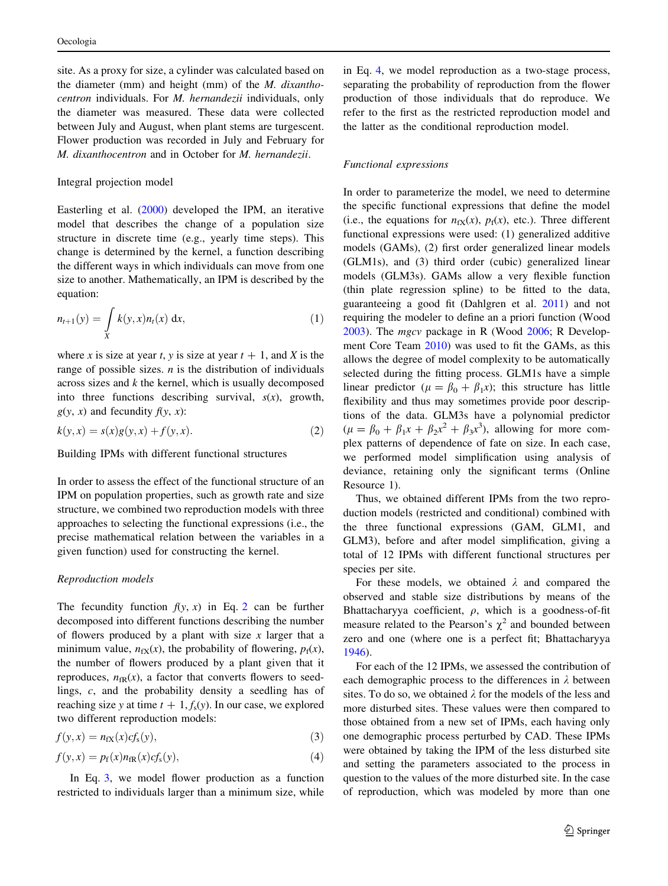site. As a proxy for size, a cylinder was calculated based on the diameter (mm) and height (mm) of the *M. dixanthocentron* individuals. For *M. hernandezii* individuals, only the diameter was measured. These data were collected between July and August, when plant stems are turgescent. Flower production was recorded in July and February for *M. dixanthocentron* and in October for *M. hernandezii*.

## Integral projection model

Easterling et al. (2000) developed the IPM, an iterative model that describes the change of a population size structure in discrete time (e.g., yearly time steps). This change is determined by the kernel, a function describing the different ways in which individuals can move from one size to another. Mathematically, an IPM is described by the equation:

$$n_{t+1}(y) = \int_X k(y,x) n_t(x) \, \mathrm{d}x, \tag{1}$$

where $x$ is size at year $t$, $y$ is size at year $t + 1$, and $X$ is the range of possible sizes. $n$ is the distribution of individuals across sizes and $k$ the kernel, which is usually decomposed into three functions describing survival, $s(x)$, growth, $g(y, x)$ and fecundity $f(y, x)$:

$$k(y,x) = s(x)g(y,x) + f(y,x). \tag{2}$$

## Building IPMs with different functional structures

In order to assess the effect of the functional structure of an IPM on population properties, such as growth rate and size structure, we combined two reproduction models with three approaches to selecting the functional expressions (i.e., the precise mathematical relation between the variables in a given function) used for constructing the kernel.

### *Reproduction models*

The fecundity function $f(y, x)$ in Eq. 2 can be further decomposed into different functions describing the number of flowers produced by a plant with size $x$ larger that a minimum value, $n_{fX}(x)$, the probability of flowering, $p_f(x)$, the number of flowers produced by a plant given that it reproduces, $n_{fR}(x)$, a factor that converts flowers to seedlings, $c$, and the probability density a seedling has of reaching size $y$ at time $t + 1$, $f_s(y)$. In our case, we explored two different reproduction models:

$$f(y,x) = n_{fX}(x) c f_s(y), \tag{3}$$

$$f(y,x) = p_f(x) n_{fR}(x) c f_s(y), \tag{4}$$

In Eq. 3, we model flower production as a function restricted to individuals larger than a minimum size, while in Eq. 4, we model reproduction as a two-stage process, separating the probability of reproduction from the flower production of those individuals that do reproduce. We refer to the first as the restricted reproduction model and the latter as the conditional reproduction model.

### *Functional expressions*

In order to parameterize the model, we need to determine the specific functional expressions that define the model (i.e., the equations for $n_{fX}(x)$, $p_f(x)$, etc.). Three different functional expressions were used: (1) generalized additive models (GAMs), (2) first order generalized linear models (GLM1s), and (3) third order (cubic) generalized linear models (GLM3s). GAMs allow a very flexible function (thin plate regression spline) to be fitted to the data, guaranteeing a good fit (Dahlgren et al. 2011) and not requiring the modeler to define an a priori function (Wood 2003). The *mgcv* package in R (Wood 2006; R Development Core Team 2010) was used to fit the GAMs, as this allows the degree of model complexity to be automatically selected during the fitting process. GLM1s have a simple linear predictor ($\mu = \beta_0 + \beta_1 x$); this structure has little flexibility and thus may sometimes provide poor descriptions of the data. GLM3s have a polynomial predictor ($\mu = \beta_0 + \beta_1 x + \beta_2 x^2 + \beta_3 x^3$), allowing for more complex patterns of dependence of fate on size. In each case, we performed model simplification using analysis of deviance, retaining only the significant terms (Online Resource 1).

Thus, we obtained different IPMs from the two reproduction models (restricted and conditional) combined with the three functional expressions (GAM, GLM1, and GLM3), before and after model simplification, giving a total of 12 IPMs with different functional structures per species per site.

For these models, we obtained $\lambda$ and compared the observed and stable size distributions by means of the Bhattacharyya coefficient, $\rho$, which is a goodness-of-fit measure related to the Pearson's $\chi^2$ and bounded between zero and one (where one is a perfect fit; Bhattacharyya 1946).

For each of the 12 IPMs, we assessed the contribution of each demographic process to the differences in $\lambda$ between sites. To do so, we obtained $\lambda$ for the models of the less and more disturbed sites. These values were then compared to those obtained from a new set of IPMs, each having only one demographic process perturbed by CAD. These IPMs were obtained by taking the IPM of the less disturbed site and setting the parameters associated to the process in question to the values of the more disturbed site. In the case of reproduction, which was modeled by more than one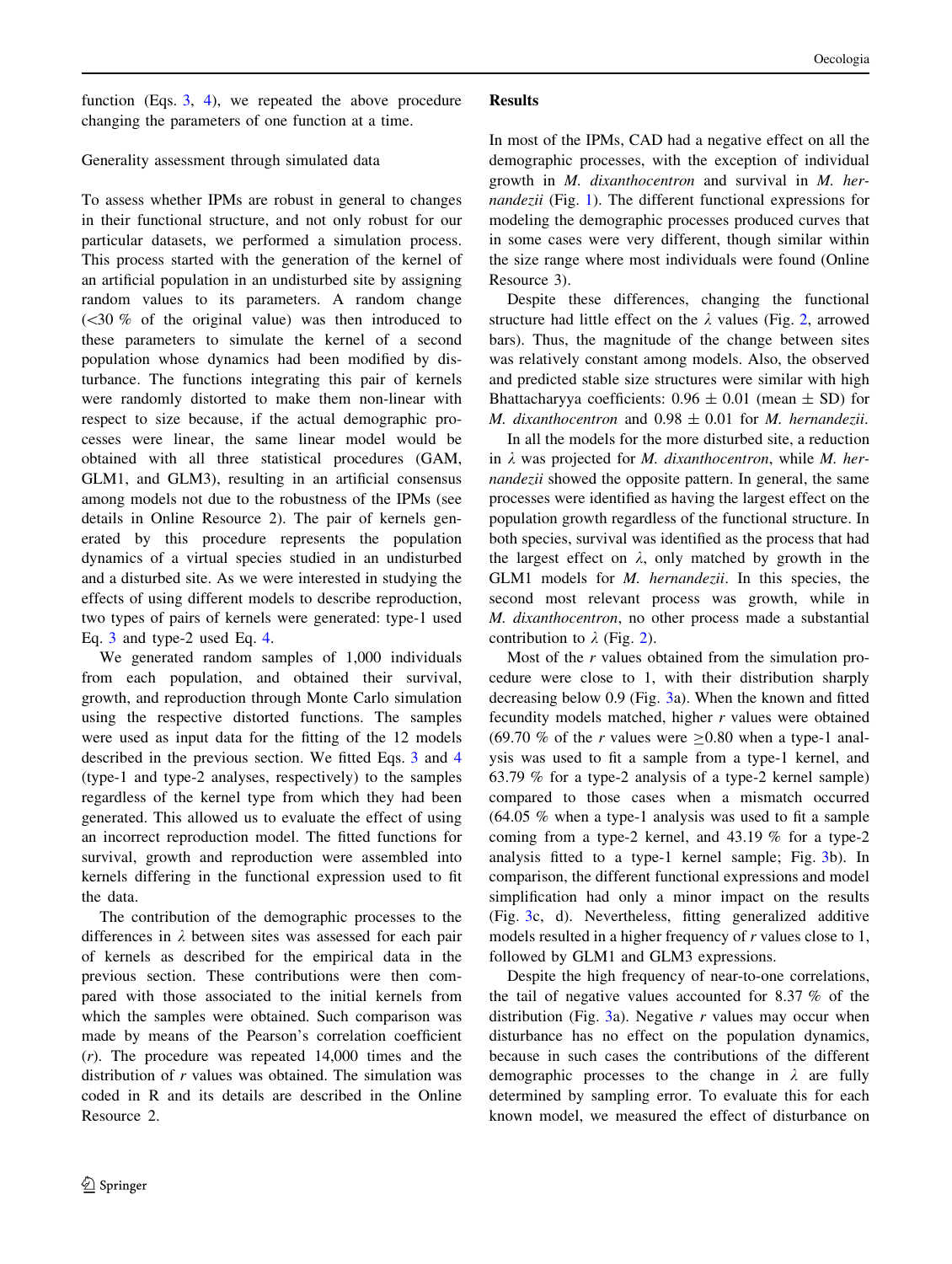function (Eqs. 3, 4), we repeated the above procedure changing the parameters of one function at a time.

### Generality assessment through simulated data

To assess whether IPMs are robust in general to changes in their functional structure, and not only robust for our particular datasets, we performed a simulation process. This process started with the generation of the kernel of an artificial population in an undisturbed site by assigning random values to its parameters. A random change (<30 % of the original value) was then introduced to these parameters to simulate the kernel of a second population whose dynamics had been modified by disturbance. The functions integrating this pair of kernels were randomly distorted to make them non-linear with respect to size because, if the actual demographic processes were linear, the same linear model would be obtained with all three statistical procedures (GAM, GLM1, and GLM3), resulting in an artificial consensus among models not due to the robustness of the IPMs (see details in Online Resource 2). The pair of kernels generated by this procedure represents the population dynamics of a virtual species studied in an undisturbed and a disturbed site. As we were interested in studying the effects of using different models to describe reproduction, two types of pairs of kernels were generated: type-1 used Eq. 3 and type-2 used Eq. 4.

We generated random samples of 1,000 individuals from each population, and obtained their survival, growth, and reproduction through Monte Carlo simulation using the respective distorted functions. The samples were used as input data for the fitting of the 12 models described in the previous section. We fitted Eqs. 3 and 4 (type-1 and type-2 analyses, respectively) to the samples regardless of the kernel type from which they had been generated. This allowed us to evaluate the effect of using an incorrect reproduction model. The fitted functions for survival, growth and reproduction were assembled into kernels differing in the functional expression used to fit the data.

The contribution of the demographic processes to the differences in $\lambda$ between sites was assessed for each pair of kernels as described for the empirical data in the previous section. These contributions were then compared with those associated to the initial kernels from which the samples were obtained. Such comparison was made by means of the Pearson's correlation coefficient ($r$). The procedure was repeated 14,000 times and the distribution of $r$ values was obtained. The simulation was coded in R and its details are described in the Online Resource 2.

## Results

In most of the IPMs, CAD had a negative effect on all the demographic processes, with the exception of individual growth in *M. dixanthocentron* and survival in *M. hernandezii* (Fig. 1). The different functional expressions for modeling the demographic processes produced curves that in some cases were very different, though similar within the size range where most individuals were found (Online Resource 3).

Despite these differences, changing the functional structure had little effect on the $\lambda$ values (Fig. 2, arrowed bars). Thus, the magnitude of the change between sites was relatively constant among models. Also, the observed and predicted stable size structures were similar with high Bhattacharyya coefficients: $0.96 \pm 0.01$ (mean $\pm$ SD) for *M. dixanthocentron* and $0.98 \pm 0.01$ for *M. hernandezii*.

In all the models for the more disturbed site, a reduction in $\lambda$ was projected for *M. dixanthocentron*, while *M. hernandezii* showed the opposite pattern. In general, the same processes were identified as having the largest effect on the population growth regardless of the functional structure. In both species, survival was identified as the process that had the largest effect on $\lambda$, only matched by growth in the GLM1 models for *M. hernandezii*. In this species, the second most relevant process was growth, while in *M. dixanthocentron*, no other process made a substantial contribution to $\lambda$ (Fig. 2).

Most of the $r$ values obtained from the simulation procedure were close to 1, with their distribution sharply decreasing below 0.9 (Fig. 3a). When the known and fitted fecundity models matched, higher $r$ values were obtained (69.70 % of the $r$ values were $\geq$0.80 when a type-1 analysis was used to fit a sample from a type-1 kernel, and 63.79 % for a type-2 analysis of a type-2 kernel sample) compared to those cases when a mismatch occurred (64.05 % when a type-1 analysis was used to fit a sample coming from a type-2 kernel, and 43.19 % for a type-2 analysis fitted to a type-1 kernel sample; Fig. 3b). In comparison, the different functional expressions and model simplification had only a minor impact on the results (Fig. 3c, d). Nevertheless, fitting generalized additive models resulted in a higher frequency of $r$ values close to 1, followed by GLM1 and GLM3 expressions.

Despite the high frequency of near-to-one correlations, the tail of negative values accounted for 8.37 % of the distribution (Fig. 3a). Negative $r$ values may occur when disturbance has no effect on the population dynamics, because in such cases the contributions of the different demographic processes to the change in $\lambda$ are fully determined by sampling error. To evaluate this for each known model, we measured the effect of disturbance on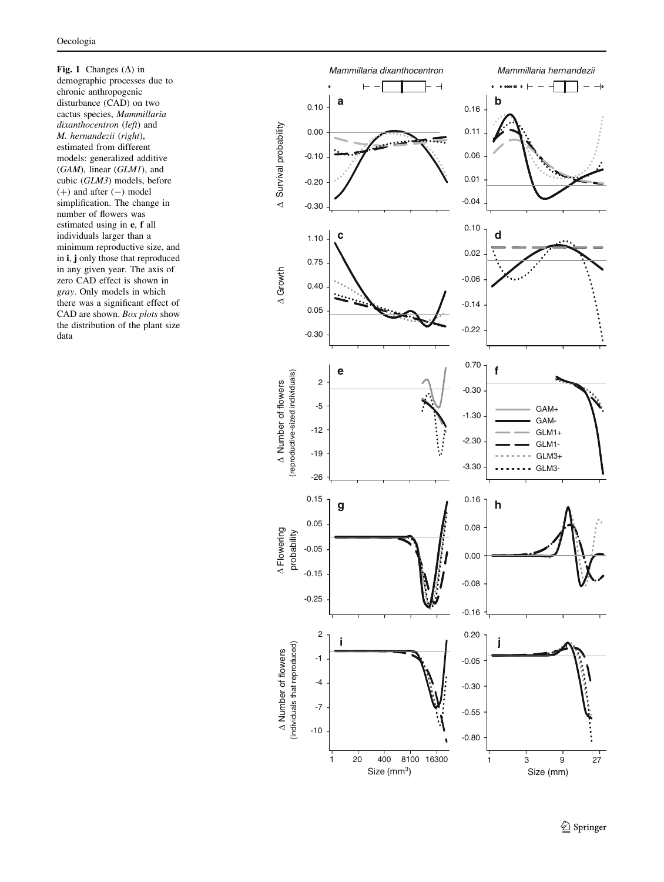**Fig. 1** Changes (Δ) in demographic processes due to chronic anthropogenic disturbance (CAD) on two cactus species, *Mammillaria dixanthocentron* (**left**) and *M. hernandezii* (**right**), estimated from different models: generalized additive (*GAM*), linear (*GLM1*), and cubic (*GLM3*) models, before (+) and after (−) model simplification. The change in number of flowers was estimated using in **e**, **f** all individuals larger than a minimum reproductive size, and in **i**, **j** only those that reproduced in any given year. The axis of zero CAD effect is shown in *gray*. Only models in which there was a significant effect of CAD are shown. *Box plots* show the distribution of the plant size data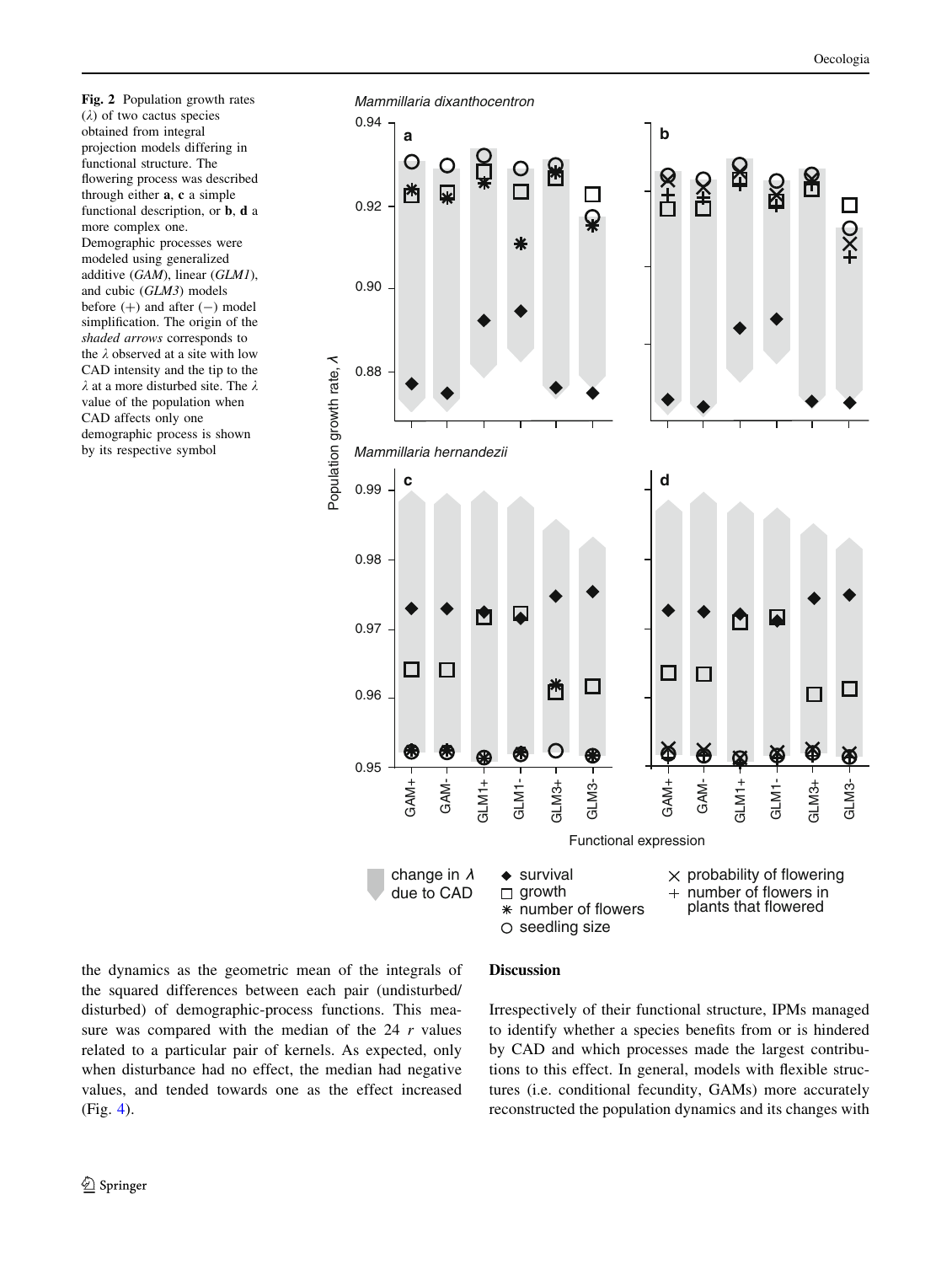**Fig. 2** Population growth rates ($\lambda$) of two cactus species obtained from integral projection models differing in functional structure. The flowering process was described through either **a**, **c** a simple functional description, or **b**, **d** a more complex one. Demographic processes were modeled using generalized additive (*GAM*), linear (*GLM1*), and cubic (*GLM3*) models before (+) and after (−) model simplification. The origin of the *shaded arrows* corresponds to the $\lambda$ observed at a site with low CAD intensity and the tip to the $\lambda$ at a more disturbed site. The $\lambda$ value of the population when CAD affects only one demographic process is shown by its respective symbol

the dynamics as the geometric mean of the integrals of the squared differences between each pair (undisturbed/disturbed) of demographic-process functions. This measure was compared with the median of the 24 $r$ values related to a particular pair of kernels. As expected, only when disturbance had no effect, the median had negative values, and tended towards one as the effect increased (Fig. 4).

## Discussion

Irrespectively of their functional structure, IPMs managed to identify whether a species benefits from or is hindered by CAD and which processes made the largest contributions to this effect. In general, models with flexible structures (i.e. conditional fecundity, GAMs) more accurately reconstructed the population dynamics and its changes with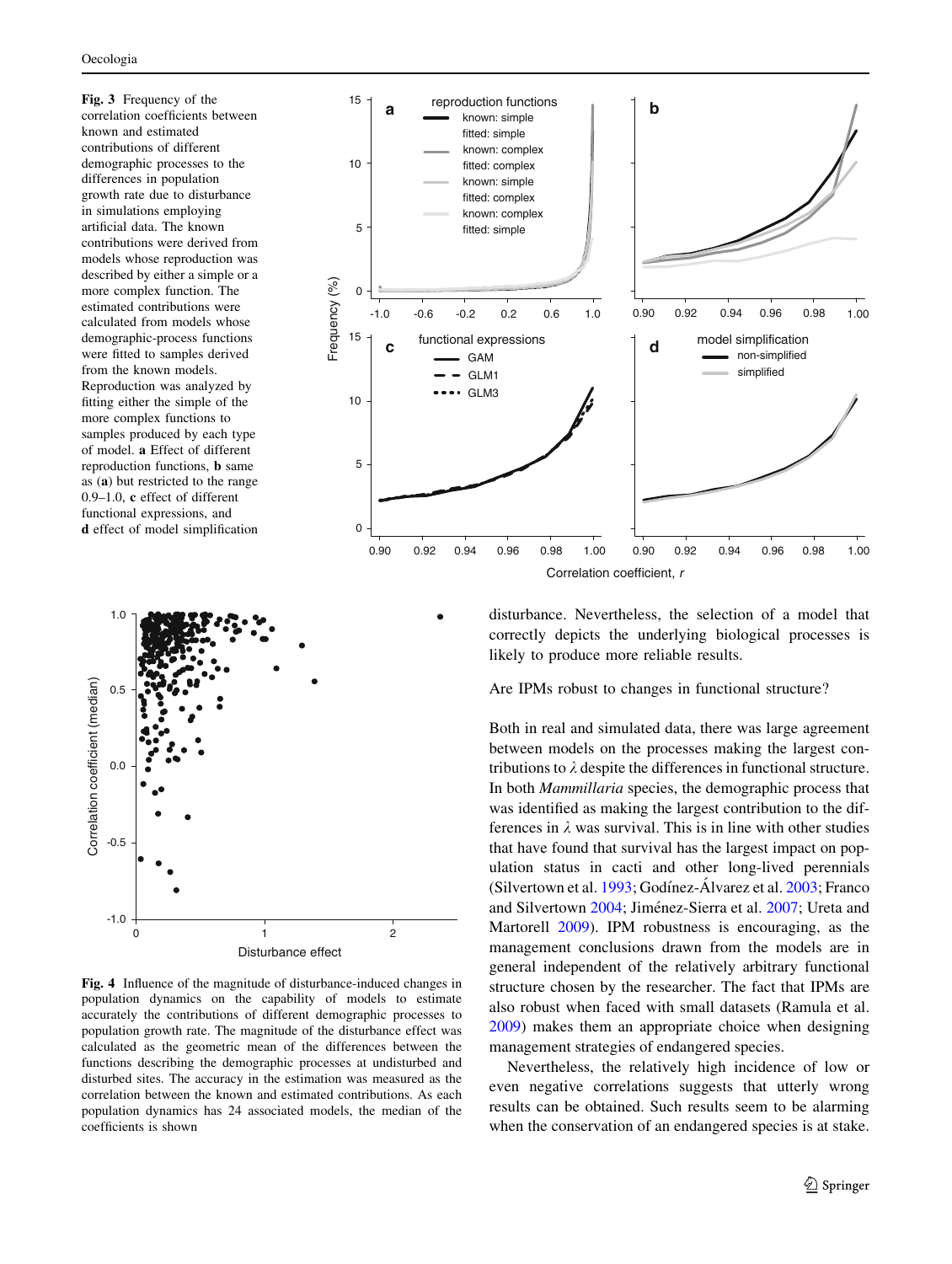**Fig. 3** Frequency of the correlation coefficients between known and estimated contributions of different demographic processes to the differences in population growth rate due to disturbance in simulations employing artificial data. The known contributions were derived from models whose reproduction was described by either a simple or a more complex function. The estimated contributions were calculated from models whose demographic-process functions were fitted to samples derived from the known models. Reproduction was analyzed by fitting either the simple of the more complex functions to samples produced by each type of model. **a** Effect of different reproduction functions, **b** same as (**a**) but restricted to the range 0.9–1.0, **c** effect of different functional expressions, and **d** effect of model simplification

**Fig. 4** Influence of the magnitude of disturbance-induced changes in population dynamics on the capability of models to estimate accurately the contributions of different demographic processes to population growth rate. The magnitude of the disturbance effect was calculated as the geometric mean of the differences between the functions describing the demographic processes at undisturbed and disturbed sites. The accuracy in the estimation was measured as the correlation between the known and estimated contributions. As each population dynamics has 24 associated models, the median of the coefficients is shown

disturbance. Nevertheless, the selection of a model that correctly depicts the underlying biological processes is likely to produce more reliable results.

Are IPMs robust to changes in functional structure?

Both in real and simulated data, there was large agreement between models on the processes making the largest contributions to $\lambda$ despite the differences in functional structure. In both *Mammillaria* species, the demographic process that was identified as making the largest contribution to the differences in $\lambda$ was survival. This is in line with other studies that have found that survival has the largest impact on population status in cacti and other long-lived perennials (Silvertown et al. 1993; Godínez-Álvarez et al. 2003; Franco and Silvertown 2004; Jiménez-Sierra et al. 2007; Ureta and Martorell 2009). IPM robustness is encouraging, as the management conclusions drawn from the models are in general independent of the relatively arbitrary functional structure chosen by the researcher. The fact that IPMs are also robust when faced with small datasets (Ramula et al. 2009) makes them an appropriate choice when designing management strategies of endangered species.

Nevertheless, the relatively high incidence of low or even negative correlations suggests that utterly wrong results can be obtained. Such results seem to be alarming when the conservation of an endangered species is at stake.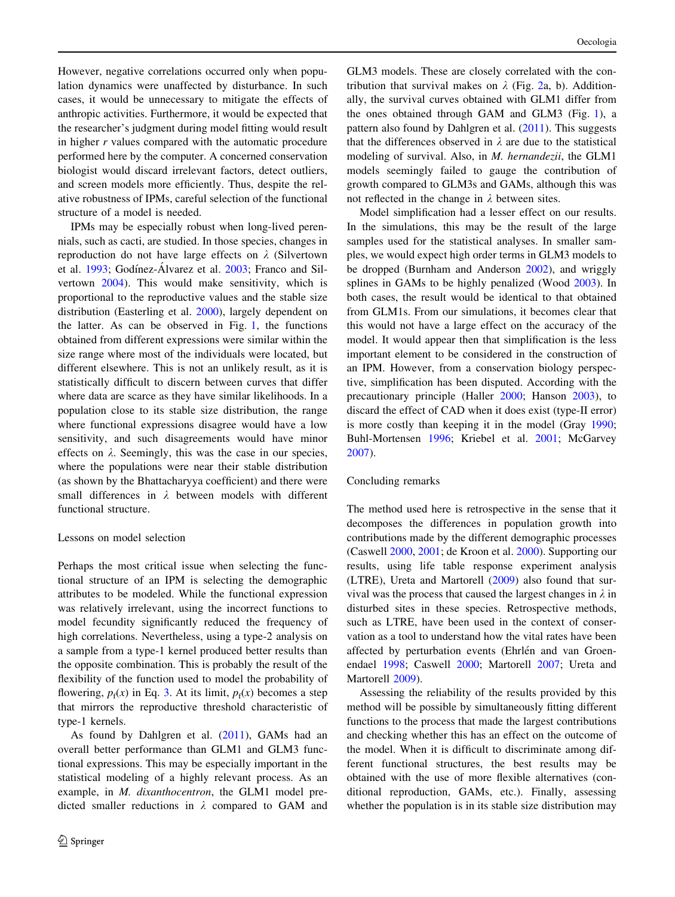However, negative correlations occurred only when population dynamics were unaffected by disturbance. In such cases, it would be unnecessary to mitigate the effects of anthropic activities. Furthermore, it would be expected that the researcher's judgment during model fitting would result in higher $r$ values compared with the automatic procedure performed here by the computer. A concerned conservation biologist would discard irrelevant factors, detect outliers, and screen models more efficiently. Thus, despite the relative robustness of IPMs, careful selection of the functional structure of a model is needed.

IPMs may be especially robust when long-lived perennials, such as cacti, are studied. In those species, changes in reproduction do not have large effects on $\lambda$ (Silvertown et al. 1993; Godínez-Álvarez et al. 2003; Franco and Silvertown 2004). This would make sensitivity, which is proportional to the reproductive values and the stable size distribution (Easterling et al. 2000), largely dependent on the latter. As can be observed in Fig. 1, the functions obtained from different expressions were similar within the size range where most of the individuals were located, but different elsewhere. This is not an unlikely result, as it is statistically difficult to discern between curves that differ where data are scarce as they have similar likelihoods. In a population close to its stable size distribution, the range where functional expressions disagree would have a low sensitivity, and such disagreements would have minor effects on $\lambda$. Seemingly, this was the case in our species, where the populations were near their stable distribution (as shown by the Bhattacharyya coefficient) and there were small differences in $\lambda$ between models with different functional structure.

## Lessons on model selection

Perhaps the most critical issue when selecting the functional structure of an IPM is selecting the demographic attributes to be modeled. While the functional expression was relatively irrelevant, using the incorrect functions to model fecundity significantly reduced the frequency of high correlations. Nevertheless, using a type-2 analysis on a sample from a type-1 kernel produced better results than the opposite combination. This is probably the result of the flexibility of the function used to model the probability of flowering, $p_f(x)$ in Eq. 3. At its limit, $p_f(x)$ becomes a step that mirrors the reproductive threshold characteristic of type-1 kernels.

As found by Dahlgren et al. (2011), GAMs had an overall better performance than GLM1 and GLM3 functional expressions. This may be especially important in the statistical modeling of a highly relevant process. As an example, in *M. dixanthocentron*, the GLM1 model predicted smaller reductions in $\lambda$ compared to GAM and GLM3 models. These are closely correlated with the contribution that survival makes on $\lambda$ (Fig. 2a, b). Additionally, the survival curves obtained with GLM1 differ from the ones obtained through GAM and GLM3 (Fig. 1), a pattern also found by Dahlgren et al. (2011). This suggests that the differences observed in $\lambda$ are due to the statistical modeling of survival. Also, in *M. hernandezii*, the GLM1 models seemingly failed to gauge the contribution of growth compared to GLM3s and GAMs, although this was not reflected in the change in $\lambda$ between sites.

Model simplification had a lesser effect on our results. In the simulations, this may be the result of the large samples used for the statistical analyses. In smaller samples, we would expect high order terms in GLM3 models to be dropped (Burnham and Anderson 2002), and wriggly splines in GAMs to be highly penalized (Wood 2003). In both cases, the result would be identical to that obtained from GLM1s. From our simulations, it becomes clear that this would not have a large effect on the accuracy of the model. It would appear then that simplification is the less important element to be considered in the construction of an IPM. However, from a conservation biology perspective, simplification has been disputed. According with the precautionary principle (Haller 2000; Hanson 2003), to discard the effect of CAD when it does exist (type-II error) is more costly than keeping it in the model (Gray 1990; Buhl-Mortensen 1996; Kriebel et al. 2001; McGarvey 2007).

## Concluding remarks

The method used here is retrospective in the sense that it decomposes the differences in population growth into contributions made by the different demographic processes (Caswell 2000, 2001; de Kroon et al. 2000). Supporting our results, using life table response experiment analysis (LTRE), Ureta and Martorell (2009) also found that survival was the process that caused the largest changes in $\lambda$ in disturbed sites in these species. Retrospective methods, such as LTRE, have been used in the context of conservation as a tool to understand how the vital rates have been affected by perturbation events (Ehrlén and van Groenendael 1998; Caswell 2000; Martorell 2007; Ureta and Martorell 2009).

Assessing the reliability of the results provided by this method will be possible by simultaneously fitting different functions to the process that made the largest contributions and checking whether this has an effect on the outcome of the model. When it is difficult to discriminate among different functional structures, the best results may be obtained with the use of more flexible alternatives (conditional reproduction, GAMs, etc.). Finally, assessing whether the population is in its stable size distribution may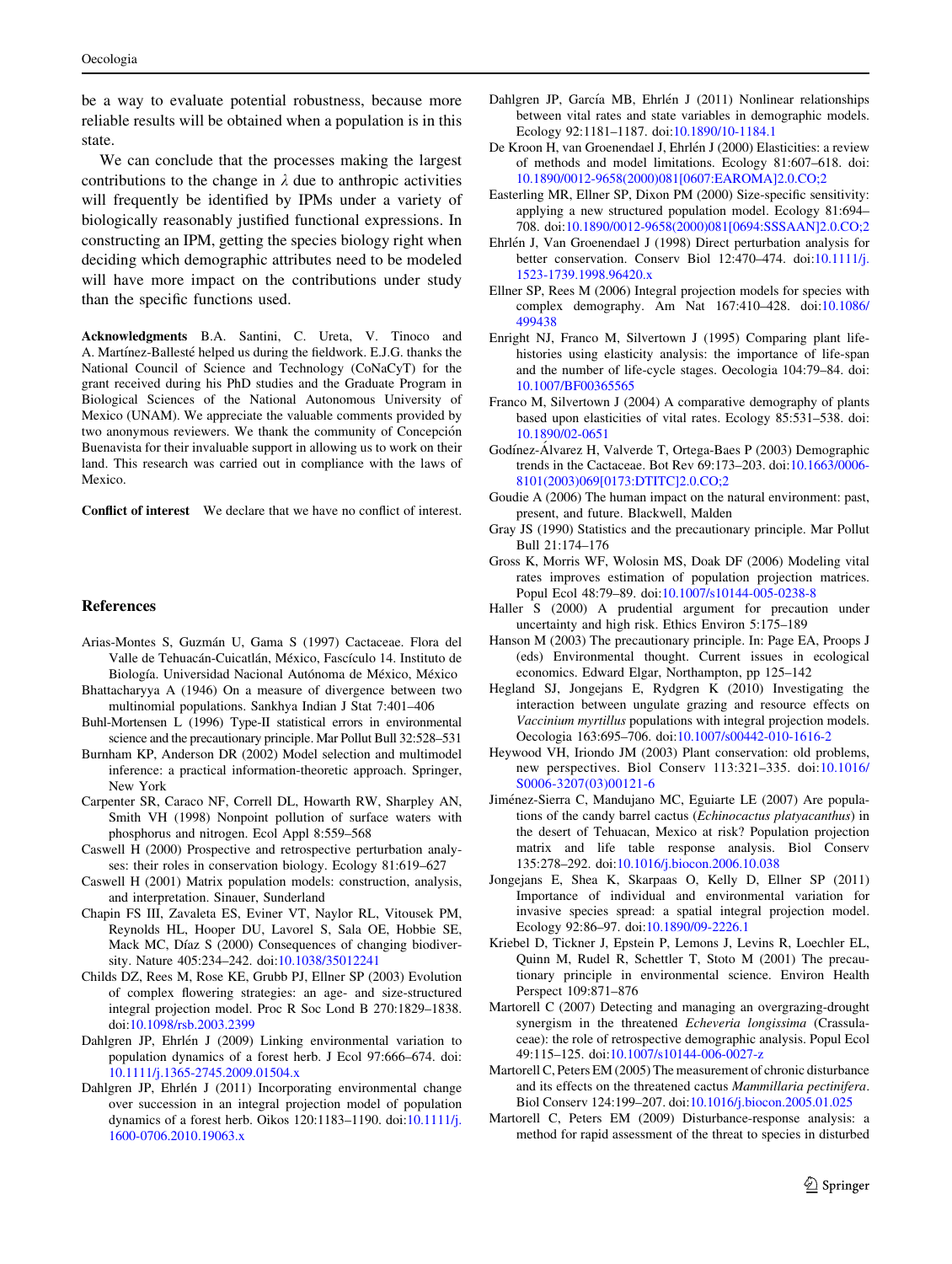be a way to evaluate potential robustness, because more reliable results will be obtained when a population is in this state.

We can conclude that the processes making the largest contributions to the change in $\lambda$ due to anthropic activities will frequently be identified by IPMs under a variety of biologically reasonably justified functional expressions. In constructing an IPM, getting the species biology right when deciding which demographic attributes need to be modeled will have more impact on the contributions under study than the specific functions used.

**Acknowledgments** B.A. Santini, C. Ureta, V. Tinoco and A. Martínez-Ballesté helped us during the fieldwork. E.J.G. thanks the National Council of Science and Technology (CoNaCyT) for the grant received during his PhD studies and the Graduate Program in Biological Sciences of the National Autonomous University of Mexico (UNAM). We appreciate the valuable comments provided by two anonymous reviewers. We thank the community of Concepción Buenavista for their invaluable support in allowing us to work on their land. This research was carried out in compliance with the laws of Mexico.

**Conflict of interest** We declare that we have no conflict of interest.

## References

Arias-Montes S, Guzmán U, Gama S (1997) Cactaceae. Flora del Valle de Tehuacán-Cuicatlán, México, Fascículo 14. Instituto de Biología. Universidad Nacional Autónoma de México, México

Bhattacharyya A (1946) On a measure of divergence between two multinomial populations. Sankhya Indian J Stat 7:401–406

Buhl-Mortensen L (1996) Type-II statistical errors in environmental science and the precautionary principle. Mar Pollut Bull 32:528–531

Burnham KP, Anderson DR (2002) Model selection and multimodel inference: a practical information-theoretic approach. Springer, New York

Carpenter SR, Caraco NF, Correll DL, Howarth RW, Sharpley AN, Smith VH (1998) Nonpoint pollution of surface waters with phosphorus and nitrogen. Ecol Appl 8:559–568

Caswell H (2000) Prospective and retrospective perturbation analyses: their roles in conservation biology. Ecology 81:619–627

Caswell H (2001) Matrix population models: construction, analysis, and interpretation. Sinauer, Sunderland

Chapin FS III, Zavaleta ES, Eviner VT, Naylor RL, Vitousek PM, Reynolds HL, Hooper DU, Lavorel S, Sala OE, Hobbie SE, Mack MC, Díaz S (2000) Consequences of changing biodiversity. Nature 405:234–242. doi:10.1038/35012241

Childs DZ, Rees M, Rose KE, Grubb PJ, Ellner SP (2003) Evolution of complex flowering strategies: an age- and size-structured integral projection model. Proc R Soc Lond B 270:1829–1838. doi:10.1098/rsb.2003.2399

Dahlgren JP, Ehrlén J (2009) Linking environmental variation to population dynamics of a forest herb. J Ecol 97:666–674. doi:10.1111/j.1365-2745.2009.01504.x

Dahlgren JP, Ehrlén J (2011) Incorporating environmental change over succession in an integral projection model of population dynamics of a forest herb. Oikos 120:1183–1190. doi:10.1111/j.1600-0706.2010.19063.x

Dahlgren JP, García MB, Ehrlén J (2011) Nonlinear relationships between vital rates and state variables in demographic models. Ecology 92:1181–1187. doi:10.1890/10-1184.1

De Kroon H, van Groenendael J, Ehrlén J (2000) Elasticities: a review of methods and model limitations. Ecology 81:607–618. doi:10.1890/0012-9658(2000)081[0607:EAROMA]2.0.CO;2

Easterling MR, Ellner SP, Dixon PM (2000) Size-specific sensitivity: applying a new structured population model. Ecology 81:694–708. doi:10.1890/0012-9658(2000)081[0694:SSSAAN]2.0.CO;2

Ehrlén J, Van Groenendael J (1998) Direct perturbation analysis for better conservation. Conserv Biol 12:470–474. doi:10.1111/j.1523-1739.1998.96420.x

Ellner SP, Rees M (2006) Integral projection models for species with complex demography. Am Nat 167:410–428. doi:10.1086/499438

Enright NJ, Franco M, Silvertown J (1995) Comparing plant life-histories using elasticity analysis: the importance of life-span and the number of life-cycle stages. Oecologia 104:79–84. doi:10.1007/BF00365565

Franco M, Silvertown J (2004) A comparative demography of plants based upon elasticities of vital rates. Ecology 85:531–538. doi:10.1890/02-0651

Godínez-Álvarez H, Valverde T, Ortega-Baes P (2003) Demographic trends in the Cactaceae. Bot Rev 69:173–203. doi:10.1663/0006-8101(2003)069[0173:DTITC]2.0.CO;2

Goudie A (2006) The human impact on the natural environment: past, present, and future. Blackwell, Malden

Gray JS (1990) Statistics and the precautionary principle. Mar Pollut Bull 21:174–176

Gross K, Morris WF, Wolosin MS, Doak DF (2006) Modeling vital rates improves estimation of population projection matrices. Popul Ecol 48:79–89. doi:10.1007/s10144-005-0238-8

Haller S (2000) A prudential argument for precaution under uncertainty and high risk. Ethics Environ 5:175–189

Hanson M (2003) The precautionary principle. In: Page EA, Proops J (eds) Environmental thought. Current issues in ecological economics. Edward Elgar, Northampton, pp 125–142

Hegland SJ, Jongejans E, Rydgren K (2010) Investigating the interaction between ungulate grazing and resource effects on *Vaccinium myrtillus* populations with integral projection models. Oecologia 163:695–706. doi:10.1007/s00442-010-1616-2

Heywood VH, Iriondo JM (2003) Plant conservation: old problems, new perspectives. Biol Conserv 113:321–335. doi:10.1016/S0006-3207(03)00121-6

Jiménez-Sierra C, Mandujano MC, Eguiarte LE (2007) Are populations of the candy barrel cactus (*Echinocactus platyacanthus*) in the desert of Tehuacan, Mexico at risk? Population projection matrix and life table response analysis. Biol Conserv 135:278–292. doi:10.1016/j.biocon.2006.10.038

Jongejans E, Shea K, Skarpaas O, Kelly D, Ellner SP (2011) Importance of individual and environmental variation for invasive species spread: a spatial integral projection model. Ecology 92:86–97. doi:10.1890/09-2226.1

Kriebel D, Tickner J, Epstein P, Lemons J, Levins R, Loechler EL, Quinn M, Rudel R, Schettler T, Stoto M (2001) The precautionary principle in environmental science. Environ Health Perspect 109:871–876

Martorell C (2007) Detecting and managing an overgrazing-drought synergism in the threatened *Echeveria longissima* (Crassulaceae): the role of retrospective demographic analysis. Popul Ecol 49:115–125. doi:10.1007/s10144-006-0027-z

Martorell C, Peters EM (2005) The measurement of chronic disturbance and its effects on the threatened cactus *Mammillaria pectinifera*. Biol Conserv 124:199–207. doi:10.1016/j.biocon.2005.01.025

Martorell C, Peters EM (2009) Disturbance-response analysis: a method for rapid assessment of the threat to species in disturbed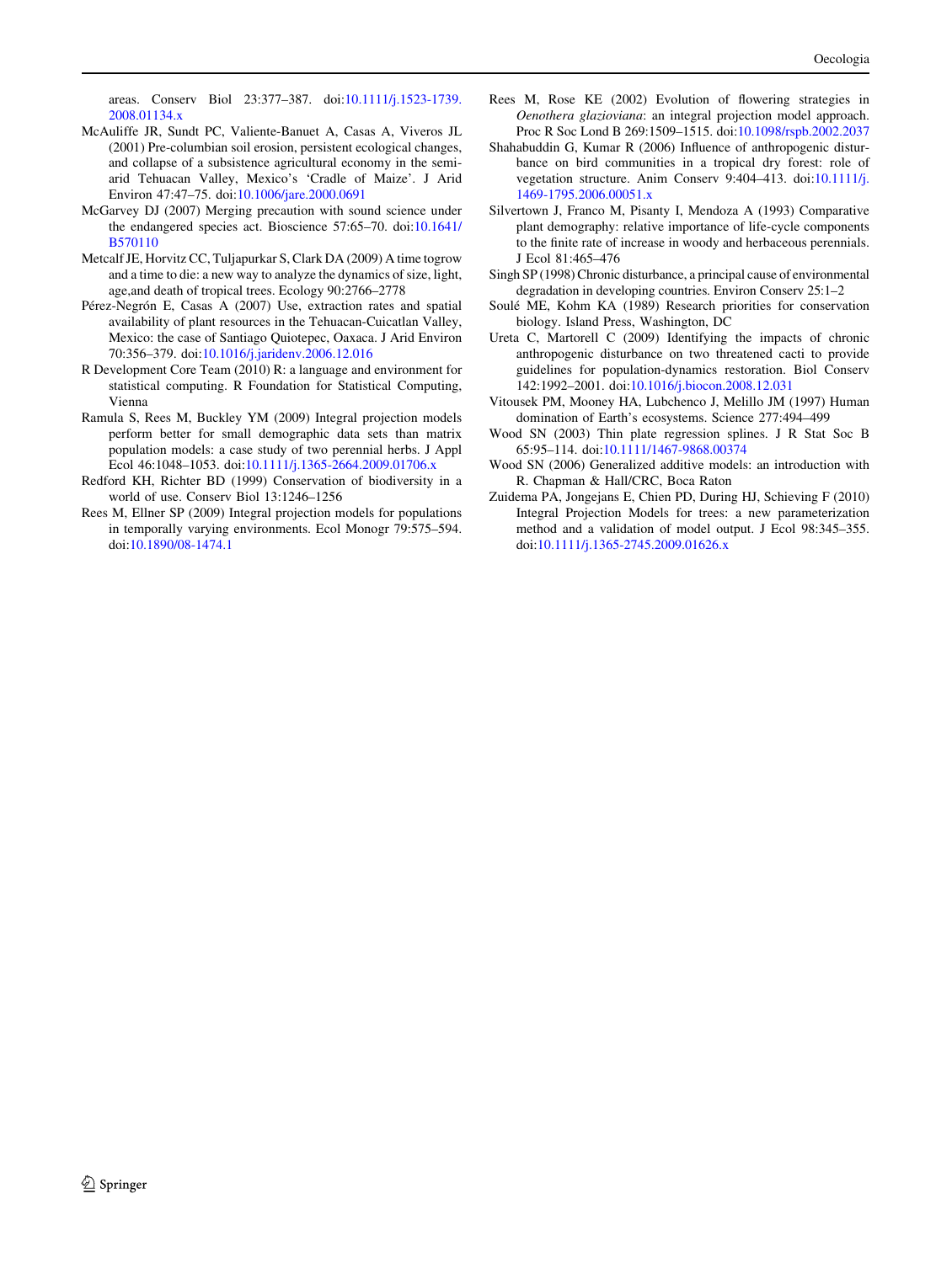areas. Conserv Biol 23:377–387. doi:10.1111/j.1523-1739.2008.01134.x

McAuliffe JR, Sundt PC, Valiente-Banuet A, Casas A, Viveros JL (2001) Pre-columbian soil erosion, persistent ecological changes, and collapse of a subsistence agricultural economy in the semi-arid Tehuacan Valley, Mexico's 'Cradle of Maize'. J Arid Environ 47:47–75. doi:10.1006/jare.2000.0691

McGarvey DJ (2007) Merging precaution with sound science under the endangered species act. Bioscience 57:65–70. doi:10.1641/B570110

Metcalf JE, Horvitz CC, Tuljapurkar S, Clark DA (2009) A time togrow and a time to die: a new way to analyze the dynamics of size, light, age,and death of tropical trees. Ecology 90:2766–2778

Pérez-Negrón E, Casas A (2007) Use, extraction rates and spatial availability of plant resources in the Tehuacan-Cuicatlan Valley, Mexico: the case of Santiago Quiotepec, Oaxaca. J Arid Environ 70:356–379. doi:10.1016/j.jaridenv.2006.12.016

R Development Core Team (2010) R: a language and environment for statistical computing. R Foundation for Statistical Computing, Vienna

Ramula S, Rees M, Buckley YM (2009) Integral projection models perform better for small demographic data sets than matrix population models: a case study of two perennial herbs. J Appl Ecol 46:1048–1053. doi:10.1111/j.1365-2664.2009.01706.x

Redford KH, Richter BD (1999) Conservation of biodiversity in a world of use. Conserv Biol 13:1246–1256

Rees M, Ellner SP (2009) Integral projection models for populations in temporally varying environments. Ecol Monogr 79:575–594. doi:10.1890/08-1474.1

Rees M, Rose KE (2002) Evolution of flowering strategies in *Oenothera glazioviana*: an integral projection model approach. Proc R Soc Lond B 269:1509–1515. doi:10.1098/rspb.2002.2037

Shahabuddin G, Kumar R (2006) Influence of anthropogenic disturbance on bird communities in a tropical dry forest: role of vegetation structure. Anim Conserv 9:404–413. doi:10.1111/j.1469-1795.2006.00051.x

Silvertown J, Franco M, Pisanty I, Mendoza A (1993) Comparative plant demography: relative importance of life-cycle components to the finite rate of increase in woody and herbaceous perennials. J Ecol 81:465–476

Singh SP (1998) Chronic disturbance, a principal cause of environmental degradation in developing countries. Environ Conserv 25:1–2

Soulé ME, Kohm KA (1989) Research priorities for conservation biology. Island Press, Washington, DC

Ureta C, Martorell C (2009) Identifying the impacts of chronic anthropogenic disturbance on two threatened cacti to provide guidelines for population-dynamics restoration. Biol Conserv 142:1992–2001. doi:10.1016/j.biocon.2008.12.031

Vitousek PM, Mooney HA, Lubchenco J, Melillo JM (1997) Human domination of Earth's ecosystems. Science 277:494–499

Wood SN (2003) Thin plate regression splines. J R Stat Soc B 65:95–114. doi:10.1111/1467-9868.00374

Wood SN (2006) Generalized additive models: an introduction with R. Chapman & Hall/CRC, Boca Raton

Zuidema PA, Jongejans E, Chien PD, During HJ, Schieving F (2010) Integral Projection Models for trees: a new parameterization method and a validation of model output. J Ecol 98:345–355. doi:10.1111/j.1365-2745.2009.01626.x